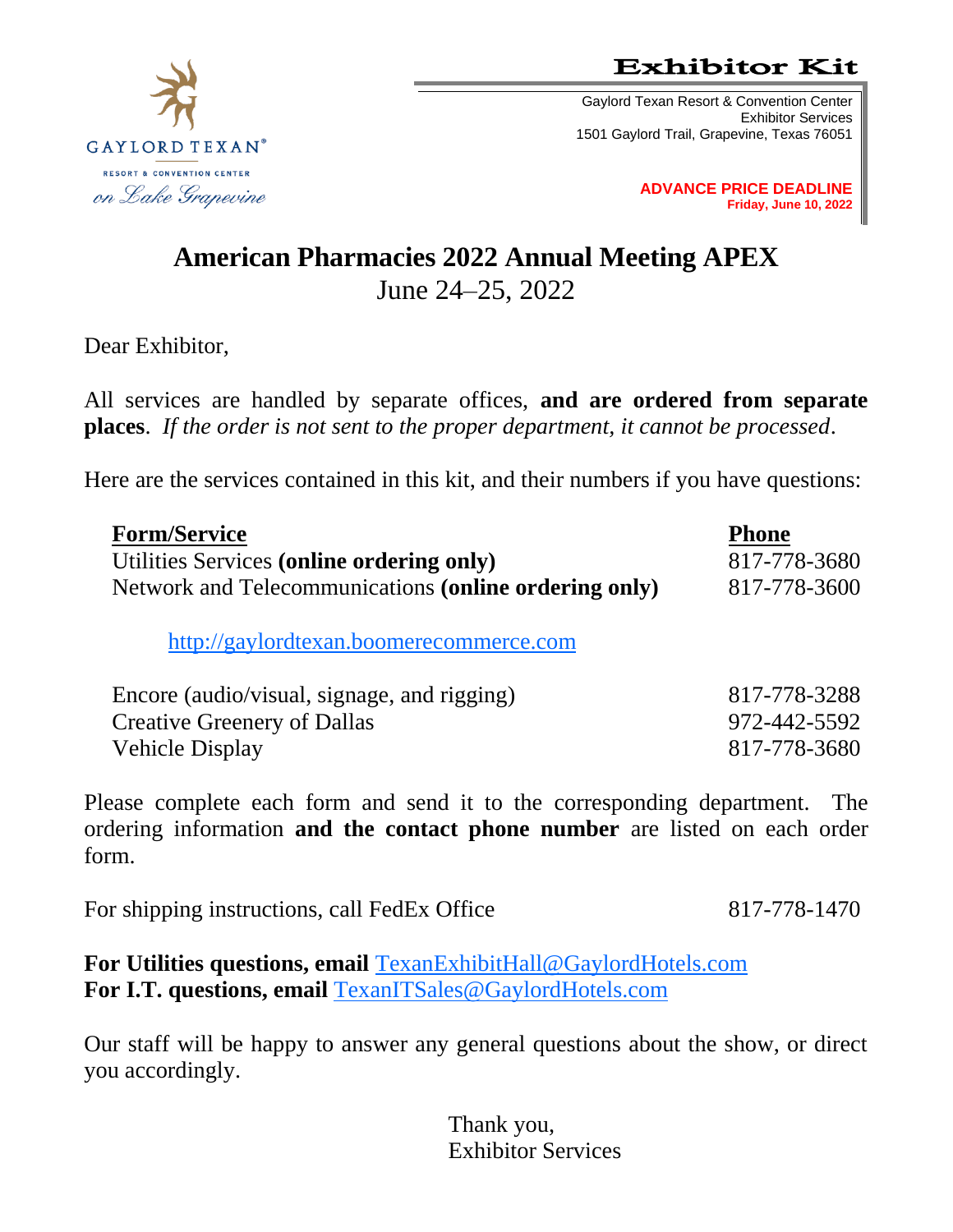GAYLORD TEXAN®
RESORT & CONVENTION CENTER
*on Lake Grapevine*

# Exhibitor Kit

Gaylord Texan Resort & Convention Center
Exhibitor Services
1501 Gaylord Trail, Grapevine, Texas 76051

**ADVANCE PRICE DEADLINE**
**Friday, June 10, 2022**

## American Pharmacies 2022 Annual Meeting APEX

June 24–25, 2022

Dear Exhibitor,

All services are handled by separate offices, **and are ordered from separate places**. *If the order is not sent to the proper department, it cannot be processed*.

Here are the services contained in this kit, and their numbers if you have questions:

| Form/Service | Phone |
|---|---|
| Utilities Services **(online ordering only)** | 817-778-3680 |
| Network and Telecommunications **(online ordering only)** | 817-778-3600 |

http://gaylordtexan.boomerecommerce.com

| | |
|---|---|
| Encore (audio/visual, signage, and rigging) | 817-778-3288 |
| Creative Greenery of Dallas | 972-442-5592 |
| Vehicle Display | 817-778-3680 |

Please complete each form and send it to the corresponding department. The ordering information **and the contact phone number** are listed on each order form.

For shipping instructions, call FedEx Office 817-778-1470

**For Utilities questions, email** TexanExhibitHall@GaylordHotels.com
**For I.T. questions, email** TexanITSales@GaylordHotels.com

Our staff will be happy to answer any general questions about the show, or direct you accordingly.

Thank you,
Exhibitor Services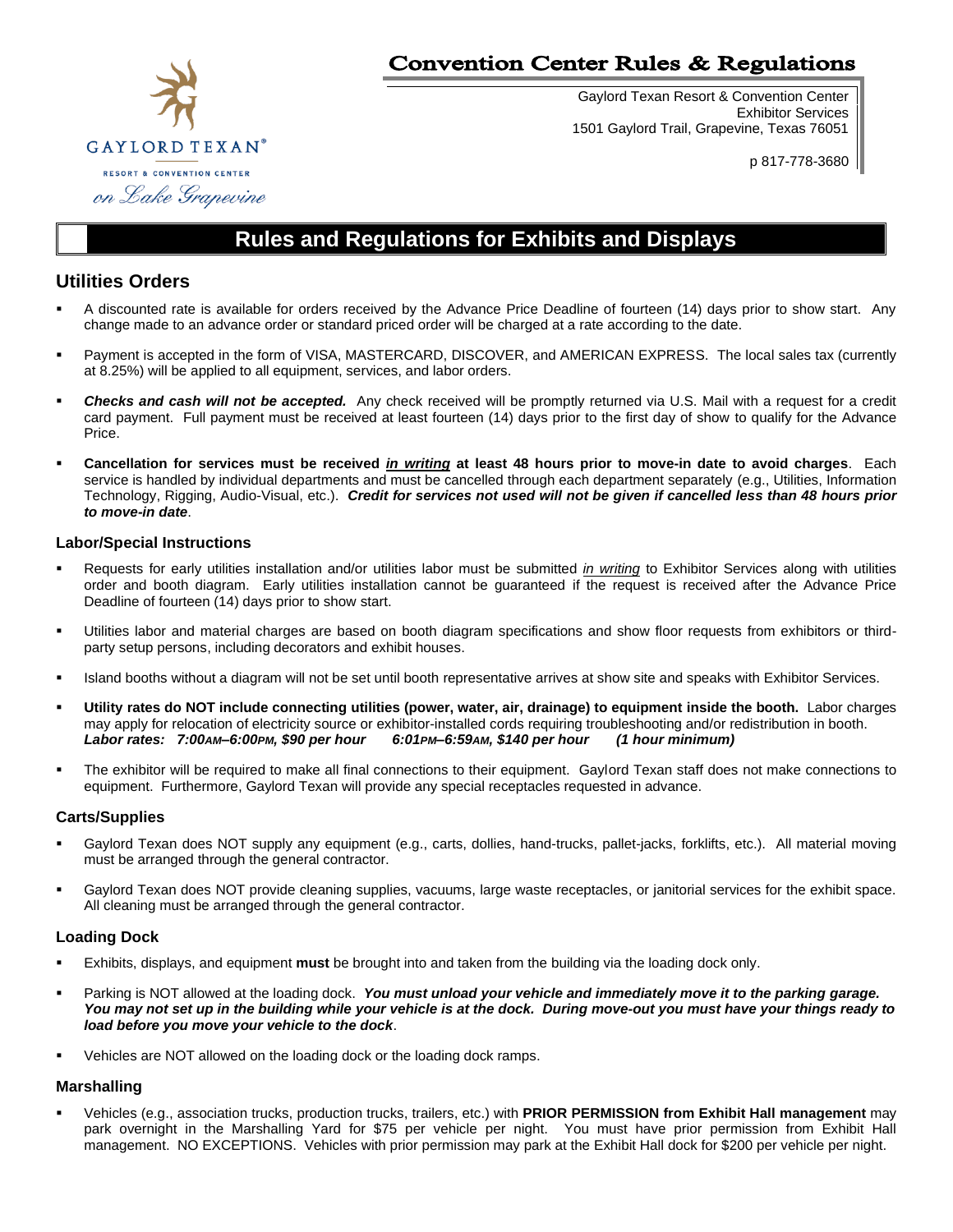# Convention Center Rules & Regulations

Gaylord Texan Resort & Convention Center
Exhibitor Services
1501 Gaylord Trail, Grapevine, Texas 76051

p 817-778-3680

GAYLORD TEXAN®
RESORT & CONVENTION CENTER
*on Lake Grapevine*

## Rules and Regulations for Exhibits and Displays

### Utilities Orders

- A discounted rate is available for orders received by the Advance Price Deadline of fourteen (14) days prior to show start. Any change made to an advance order or standard priced order will be charged at a rate according to the date.
- Payment is accepted in the form of VISA, MASTERCARD, DISCOVER, and AMERICAN EXPRESS. The local sales tax (currently at 8.25%) will be applied to all equipment, services, and labor orders.
- ***Checks and cash will not be accepted.*** Any check received will be promptly returned via U.S. Mail with a request for a credit card payment. Full payment must be received at least fourteen (14) days prior to the first day of show to qualify for the Advance Price.
- **Cancellation for services must be received *in writing* at least 48 hours prior to move-in date to avoid charges**. Each service is handled by individual departments and must be cancelled through each department separately (e.g., Utilities, Information Technology, Rigging, Audio-Visual, etc.). ***Credit for services not used will not be given if cancelled less than 48 hours prior to move-in date***.

#### Labor/Special Instructions

- Requests for early utilities installation and/or utilities labor must be submitted *in writing* to Exhibitor Services along with utilities order and booth diagram. Early utilities installation cannot be guaranteed if the request is received after the Advance Price Deadline of fourteen (14) days prior to show start.
- Utilities labor and material charges are based on booth diagram specifications and show floor requests from exhibitors or third-party setup persons, including decorators and exhibit houses.
- Island booths without a diagram will not be set until booth representative arrives at show site and speaks with Exhibitor Services.
- **Utility rates do NOT include connecting utilities (power, water, air, drainage) to equipment inside the booth.** Labor charges may apply for relocation of electricity source or exhibitor-installed cords requiring troubleshooting and/or redistribution in booth. ***Labor rates: 7:00AM–6:00PM, $90 per hour 6:01PM–6:59AM, $140 per hour (1 hour minimum)***
- The exhibitor will be required to make all final connections to their equipment. Gaylord Texan staff does not make connections to equipment. Furthermore, Gaylord Texan will provide any special receptacles requested in advance.

#### Carts/Supplies

- Gaylord Texan does NOT supply any equipment (e.g., carts, dollies, hand-trucks, pallet-jacks, forklifts, etc.). All material moving must be arranged through the general contractor.
- Gaylord Texan does NOT provide cleaning supplies, vacuums, large waste receptacles, or janitorial services for the exhibit space. All cleaning must be arranged through the general contractor.

#### Loading Dock

- Exhibits, displays, and equipment **must** be brought into and taken from the building via the loading dock only.
- Parking is NOT allowed at the loading dock. ***You must unload your vehicle and immediately move it to the parking garage. You may not set up in the building while your vehicle is at the dock. During move-out you must have your things ready to load before you move your vehicle to the dock***.
- Vehicles are NOT allowed on the loading dock or the loading dock ramps.

#### Marshalling

- Vehicles (e.g., association trucks, production trucks, trailers, etc.) with **PRIOR PERMISSION from Exhibit Hall management** may park overnight in the Marshalling Yard for $75 per vehicle per night. You must have prior permission from Exhibit Hall management. NO EXCEPTIONS. Vehicles with prior permission may park at the Exhibit Hall dock for $200 per vehicle per night.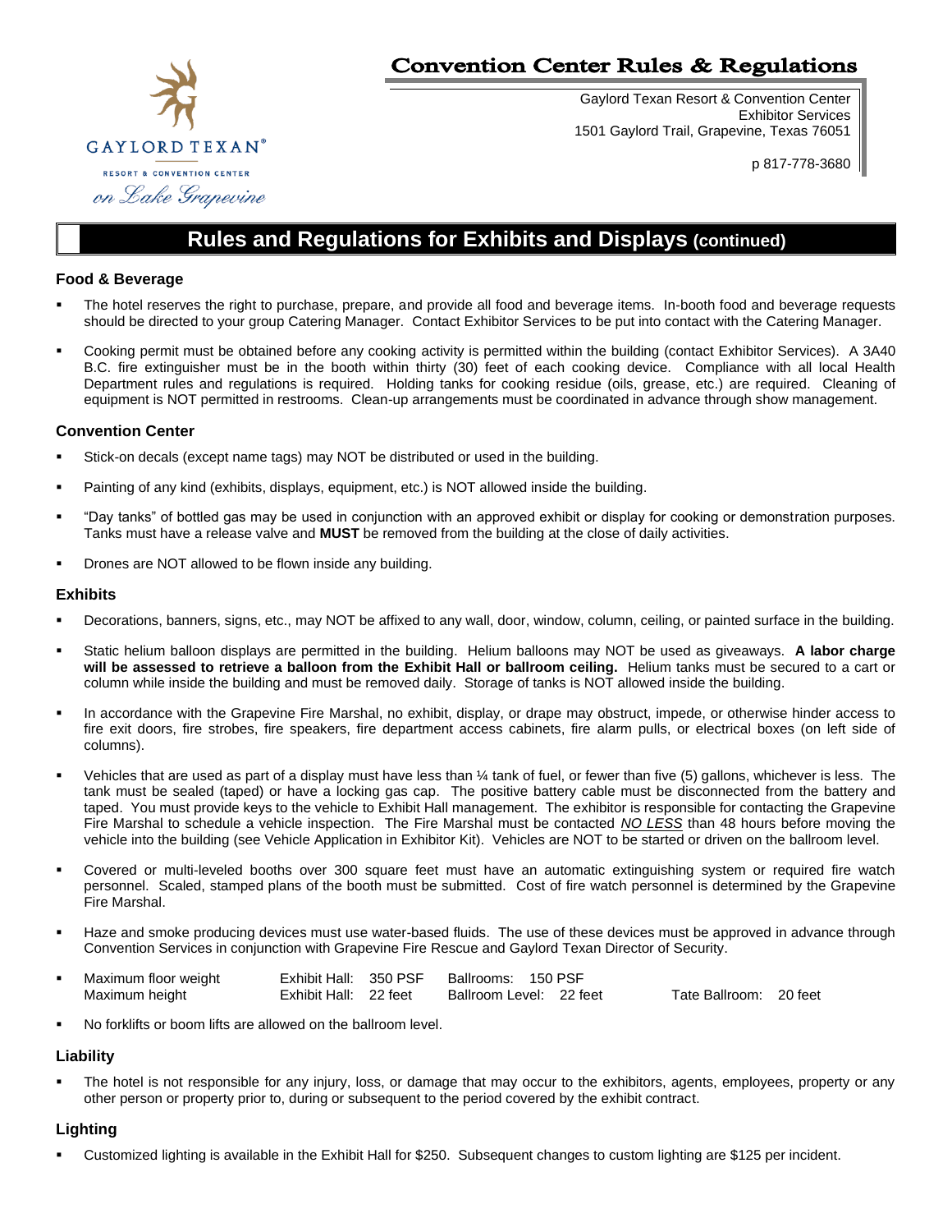# Convention Center Rules & Regulations

Gaylord Texan Resort & Convention Center
Exhibitor Services
1501 Gaylord Trail, Grapevine, Texas 76051

p 817-778-3680

## Rules and Regulations for Exhibits and Displays (continued)

### Food & Beverage

- The hotel reserves the right to purchase, prepare, and provide all food and beverage items. In-booth food and beverage requests should be directed to your group Catering Manager. Contact Exhibitor Services to be put into contact with the Catering Manager.
- Cooking permit must be obtained before any cooking activity is permitted within the building (contact Exhibitor Services). A 3A40 B.C. fire extinguisher must be in the booth within thirty (30) feet of each cooking device. Compliance with all local Health Department rules and regulations is required. Holding tanks for cooking residue (oils, grease, etc.) are required. Cleaning of equipment is NOT permitted in restrooms. Clean-up arrangements must be coordinated in advance through show management.

### Convention Center

- Stick-on decals (except name tags) may NOT be distributed or used in the building.
- Painting of any kind (exhibits, displays, equipment, etc.) is NOT allowed inside the building.
- "Day tanks" of bottled gas may be used in conjunction with an approved exhibit or display for cooking or demonstration purposes. Tanks must have a release valve and **MUST** be removed from the building at the close of daily activities.
- Drones are NOT allowed to be flown inside any building.

### Exhibits

- Decorations, banners, signs, etc., may NOT be affixed to any wall, door, window, column, ceiling, or painted surface in the building.
- Static helium balloon displays are permitted in the building. Helium balloons may NOT be used as giveaways. **A labor charge will be assessed to retrieve a balloon from the Exhibit Hall or ballroom ceiling.** Helium tanks must be secured to a cart or column while inside the building and must be removed daily. Storage of tanks is NOT allowed inside the building.
- In accordance with the Grapevine Fire Marshal, no exhibit, display, or drape may obstruct, impede, or otherwise hinder access to fire exit doors, fire strobes, fire speakers, fire department access cabinets, fire alarm pulls, or electrical boxes (on left side of columns).
- Vehicles that are used as part of a display must have less than ¼ tank of fuel, or fewer than five (5) gallons, whichever is less. The tank must be sealed (taped) or have a locking gas cap. The positive battery cable must be disconnected from the battery and taped. You must provide keys to the vehicle to Exhibit Hall management. The exhibitor is responsible for contacting the Grapevine Fire Marshal to schedule a vehicle inspection. The Fire Marshal must be contacted ***NO LESS*** than 48 hours before moving the vehicle into the building (see Vehicle Application in Exhibitor Kit). Vehicles are NOT to be started or driven on the ballroom level.
- Covered or multi-leveled booths over 300 square feet must have an automatic extinguishing system or required fire watch personnel. Scaled, stamped plans of the booth must be submitted. Cost of fire watch personnel is determined by the Grapevine Fire Marshal.
- Haze and smoke producing devices must use water-based fluids. The use of these devices must be approved in advance through Convention Services in conjunction with Grapevine Fire Rescue and Gaylord Texan Director of Security.
- Maximum floor weight — Exhibit Hall: 350 PSF — Ballrooms: 150 PSF
  Maximum height — Exhibit Hall: 22 feet — Ballroom Level: 22 feet — Tate Ballroom: 20 feet
- No forklifts or boom lifts are allowed on the ballroom level.

### Liability

- The hotel is not responsible for any injury, loss, or damage that may occur to the exhibitors, agents, employees, property or any other person or property prior to, during or subsequent to the period covered by the exhibit contract.

### Lighting

- Customized lighting is available in the Exhibit Hall for $250. Subsequent changes to custom lighting are $125 per incident.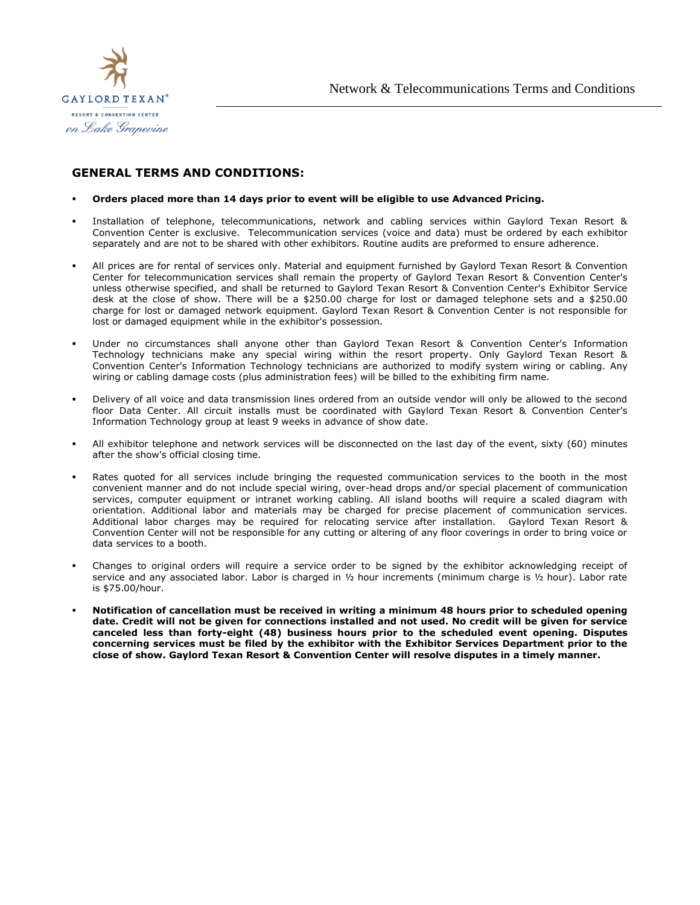Network & Telecommunications Terms and Conditions

## GENERAL TERMS AND CONDITIONS:

- **Orders placed more than 14 days prior to event will be eligible to use Advanced Pricing.**
- Installation of telephone, telecommunications, network and cabling services within Gaylord Texan Resort & Convention Center is exclusive. Telecommunication services (voice and data) must be ordered by each exhibitor separately and are not to be shared with other exhibitors. Routine audits are preformed to ensure adherence.
- All prices are for rental of services only. Material and equipment furnished by Gaylord Texan Resort & Convention Center for telecommunication services shall remain the property of Gaylord Texan Resort & Convention Center's unless otherwise specified, and shall be returned to Gaylord Texan Resort & Convention Center's Exhibitor Service desk at the close of show. There will be a $250.00 charge for lost or damaged telephone sets and a $250.00 charge for lost or damaged network equipment. Gaylord Texan Resort & Convention Center is not responsible for lost or damaged equipment while in the exhibitor's possession.
- Under no circumstances shall anyone other than Gaylord Texan Resort & Convention Center's Information Technology technicians make any special wiring within the resort property. Only Gaylord Texan Resort & Convention Center's Information Technology technicians are authorized to modify system wiring or cabling. Any wiring or cabling damage costs (plus administration fees) will be billed to the exhibiting firm name.
- Delivery of all voice and data transmission lines ordered from an outside vendor will only be allowed to the second floor Data Center. All circuit installs must be coordinated with Gaylord Texan Resort & Convention Center's Information Technology group at least 9 weeks in advance of show date.
- All exhibitor telephone and network services will be disconnected on the last day of the event, sixty (60) minutes after the show's official closing time.
- Rates quoted for all services include bringing the requested communication services to the booth in the most convenient manner and do not include special wiring, over-head drops and/or special placement of communication services, computer equipment or intranet working cabling. All island booths will require a scaled diagram with orientation. Additional labor and materials may be charged for precise placement of communication services. Additional labor charges may be required for relocating service after installation. Gaylord Texan Resort & Convention Center will not be responsible for any cutting or altering of any floor coverings in order to bring voice or data services to a booth.
- Changes to original orders will require a service order to be signed by the exhibitor acknowledging receipt of service and any associated labor. Labor is charged in ½ hour increments (minimum charge is ½ hour). Labor rate is $75.00/hour.
- **Notification of cancellation must be received in writing a minimum 48 hours prior to scheduled opening date. Credit will not be given for connections installed and not used. No credit will be given for service canceled less than forty-eight (48) business hours prior to the scheduled event opening. Disputes concerning services must be filed by the exhibitor with the Exhibitor Services Department prior to the close of show. Gaylord Texan Resort & Convention Center will resolve disputes in a timely manner.**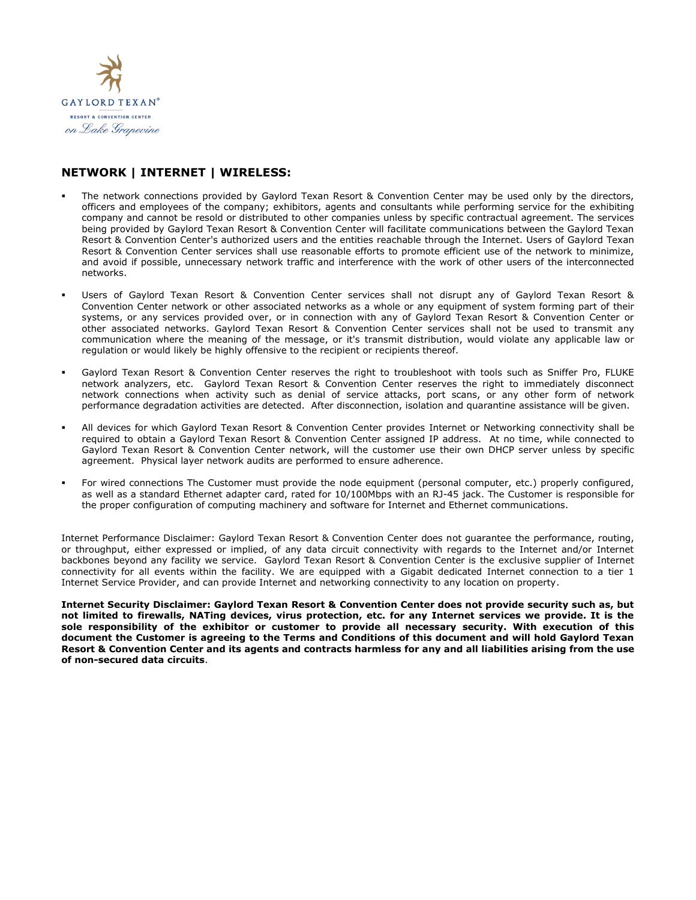## NETWORK | INTERNET | WIRELESS:

- The network connections provided by Gaylord Texan Resort & Convention Center may be used only by the directors, officers and employees of the company; exhibitors, agents and consultants while performing service for the exhibiting company and cannot be resold or distributed to other companies unless by specific contractual agreement. The services being provided by Gaylord Texan Resort & Convention Center will facilitate communications between the Gaylord Texan Resort & Convention Center's authorized users and the entities reachable through the Internet. Users of Gaylord Texan Resort & Convention Center services shall use reasonable efforts to promote efficient use of the network to minimize, and avoid if possible, unnecessary network traffic and interference with the work of other users of the interconnected networks.

- Users of Gaylord Texan Resort & Convention Center services shall not disrupt any of Gaylord Texan Resort & Convention Center network or other associated networks as a whole or any equipment of system forming part of their systems, or any services provided over, or in connection with any of Gaylord Texan Resort & Convention Center or other associated networks. Gaylord Texan Resort & Convention Center services shall not be used to transmit any communication where the meaning of the message, or it's transmit distribution, would violate any applicable law or regulation or would likely be highly offensive to the recipient or recipients thereof.

- Gaylord Texan Resort & Convention Center reserves the right to troubleshoot with tools such as Sniffer Pro, FLUKE network analyzers, etc. Gaylord Texan Resort & Convention Center reserves the right to immediately disconnect network connections when activity such as denial of service attacks, port scans, or any other form of network performance degradation activities are detected. After disconnection, isolation and quarantine assistance will be given.

- All devices for which Gaylord Texan Resort & Convention Center provides Internet or Networking connectivity shall be required to obtain a Gaylord Texan Resort & Convention Center assigned IP address. At no time, while connected to Gaylord Texan Resort & Convention Center network, will the customer use their own DHCP server unless by specific agreement. Physical layer network audits are performed to ensure adherence.

- For wired connections The Customer must provide the node equipment (personal computer, etc.) properly configured, as well as a standard Ethernet adapter card, rated for 10/100Mbps with an RJ-45 jack. The Customer is responsible for the proper configuration of computing machinery and software for Internet and Ethernet communications.

Internet Performance Disclaimer: Gaylord Texan Resort & Convention Center does not guarantee the performance, routing, or throughput, either expressed or implied, of any data circuit connectivity with regards to the Internet and/or Internet backbones beyond any facility we service. Gaylord Texan Resort & Convention Center is the exclusive supplier of Internet connectivity for all events within the facility. We are equipped with a Gigabit dedicated Internet connection to a tier 1 Internet Service Provider, and can provide Internet and networking connectivity to any location on property.

**Internet Security Disclaimer: Gaylord Texan Resort & Convention Center does not provide security such as, but not limited to firewalls, NATing devices, virus protection, etc. for any Internet services we provide. It is the sole responsibility of the exhibitor or customer to provide all necessary security. With execution of this document the Customer is agreeing to the Terms and Conditions of this document and will hold Gaylord Texan Resort & Convention Center and its agents and contracts harmless for any and all liabilities arising from the use of non-secured data circuits**.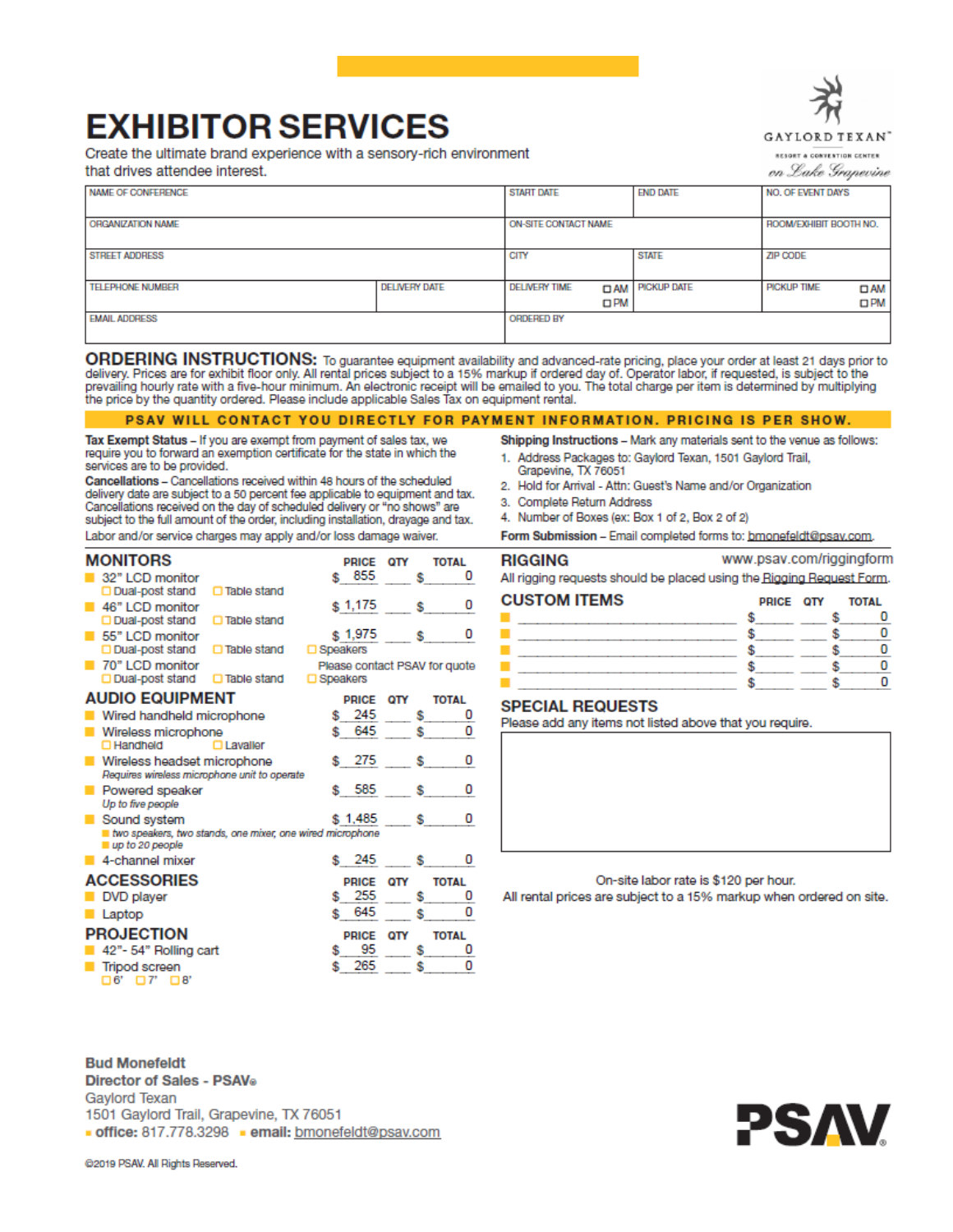# EXHIBITOR SERVICES

Create the ultimate brand experience with a sensory-rich environment that drives attendee interest.

GAYLORD TEXAN™ RESORT & CONVENTION CENTER on Lake Grapevine

| NAME OF CONFERENCE | | START DATE | END DATE | NO. OF EVENT DAYS |
|---|---|---|---|---|
| ORGANIZATION NAME | | ON-SITE CONTACT NAME | | ROOM/EXHIBIT BOOTH NO. |
| STREET ADDRESS | | CITY | STATE | ZIP CODE |
| TELEPHONE NUMBER | DELIVERY DATE | DELIVERY TIME ☐ AM ☐ PM | PICKUP DATE | PICKUP TIME ☐ AM ☐ PM |
| EMAIL ADDRESS | | ORDERED BY | | |

**ORDERING INSTRUCTIONS:** To guarantee equipment availability and advanced-rate pricing, place your order at least 21 days prior to delivery. Prices are for exhibit floor only. All rental prices subject to a 15% markup if ordered day of. Operator labor, if requested, is subject to the prevailing hourly rate with a five-hour minimum. An electronic receipt will be emailed to you. The total charge per item is determined by multiplying the price by the quantity ordered. Please include applicable Sales Tax on equipment rental.

**PSAV WILL CONTACT YOU DIRECTLY FOR PAYMENT INFORMATION. PRICING IS PER SHOW.**

**Tax Exempt Status** – If you are exempt from payment of sales tax, we require you to forward an exemption certificate for the state in which the services are to be provided.

**Cancellations** – Cancellations received within 48 hours of the scheduled delivery date are subject to a 50 percent fee applicable to equipment and tax. Cancellations received on the day of scheduled delivery or "no shows" are subject to the full amount of the order, including installation, drayage and tax. Labor and/or service charges may apply and/or loss damage waiver.

**Shipping Instructions** – Mark any materials sent to the venue as follows:

1. Address Packages to: Gaylord Texan, 1501 Gaylord Trail, Grapevine, TX 76051
2. Hold for Arrival - Attn: Guest's Name and/or Organization
3. Complete Return Address
4. Number of Boxes (ex: Box 1 of 2, Box 2 of 2)

**Form Submission** – Email completed forms to: bmonefeldt@psav.com.

## MONITORS

| Item | PRICE | QTY | TOTAL |
|---|---|---|---|
| 32" LCD monitor (☐ Dual-post stand ☐ Table stand) | $ 855 | | $ 0 |
| 46" LCD monitor (☐ Dual-post stand ☐ Table stand) | $ 1,175 | | $ 0 |
| 55" LCD monitor (☐ Dual-post stand ☐ Table stand ☐ Speakers) | $ 1,975 | | $ 0 |
| 70" LCD monitor (☐ Dual-post stand ☐ Table stand ☐ Speakers) | Please contact PSAV for quote | | |

## AUDIO EQUIPMENT

| Item | PRICE | QTY | TOTAL |
|---|---|---|---|
| Wired handheld microphone | $ 245 | | $ 0 |
| Wireless microphone (☐ Handheld ☐ Lavalier) | $ 645 | | $ 0 |
| Wireless headset microphone *Requires wireless microphone unit to operate* | $ 275 | | $ 0 |
| Powered speaker *Up to five people* | $ 585 | | $ 0 |
| Sound system *two speakers, two stands, one mixer, one wired microphone; up to 20 people* | $ 1,485 | | $ 0 |
| 4-channel mixer | $ 245 | | $ 0 |

## ACCESSORIES

| Item | PRICE | QTY | TOTAL |
|---|---|---|---|
| DVD player | $ 255 | | $ 0 |
| Laptop | $ 645 | | $ 0 |

## PROJECTION

| Item | PRICE | QTY | TOTAL |
|---|---|---|---|
| 42"- 54" Rolling cart | $ 95 | | $ 0 |
| Tripod screen (☐ 6' ☐ 7' ☐ 8') | $ 265 | | $ 0 |

## RIGGING

www.psav.com/riggingform

All rigging requests should be placed using the Rigging Request Form.

## CUSTOM ITEMS

| Item | PRICE | QTY | TOTAL |
|---|---|---|---|
| | $ | | $ 0 |
| | $ | | $ 0 |
| | $ | | $ 0 |
| | $ | | $ 0 |
| | $ | | $ 0 |

## SPECIAL REQUESTS

Please add any items not listed above that you require.

On-site labor rate is $120 per hour.
All rental prices are subject to a 15% markup when ordered on site.

**Bud Monefeldt**
**Director of Sales - PSAV®**
Gaylord Texan
1501 Gaylord Trail, Grapevine, TX 76051
**office:** 817.778.3298 **email:** bmonefeldt@psav.com

PSAV®

©2019 PSAV. All Rights Reserved.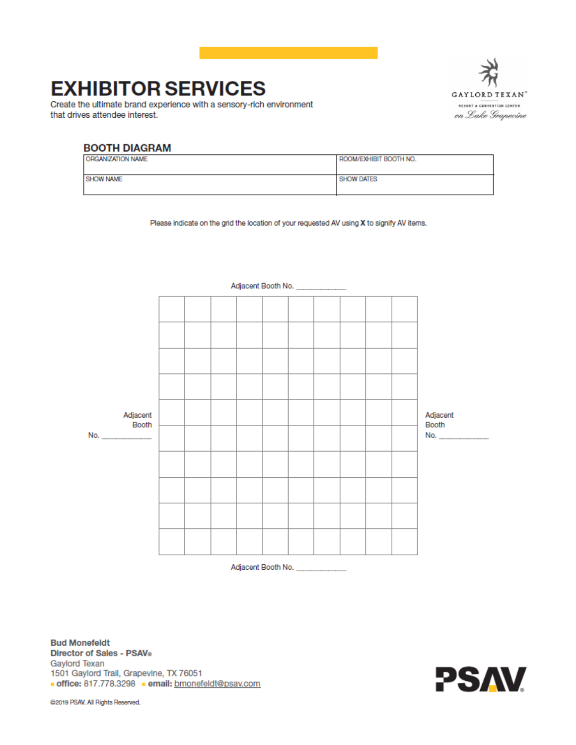# EXHIBITOR SERVICES

Create the ultimate brand experience with a sensory-rich environment that drives attendee interest.

GAYLORD TEXAN™
RESORT & CONVENTION CENTER
on Lake Grapevine

## BOOTH DIAGRAM

| ORGANIZATION NAME | ROOM/EXHIBIT BOOTH NO. |
|---|---|
| SHOW NAME | SHOW DATES |

Please indicate on the grid the location of your requested AV using **X** to signify AV items.

Adjacent Booth No. ___________

Adjacent Booth No. ___________

Adjacent Booth No. ___________

| | | | | | | | | | |
|---|---|---|---|---|---|---|---|---|---|
| | | | | | | | | | |
| | | | | | | | | | |
| | | | | | | | | | |
| | | | | | | | | | |
| | | | | | | | | | |
| | | | | | | | | | |
| | | | | | | | | | |
| | | | | | | | | | |
| | | | | | | | | | |

Adjacent Booth No. ___________

**Bud Monefeldt**
**Director of Sales - PSAV®**
Gaylord Texan
1501 Gaylord Trail, Grapevine, TX 76051
**office:** 817.778.3298 **email:** bmonefeldt@psav.com

©2019 PSAV. All Rights Reserved.

PSAV®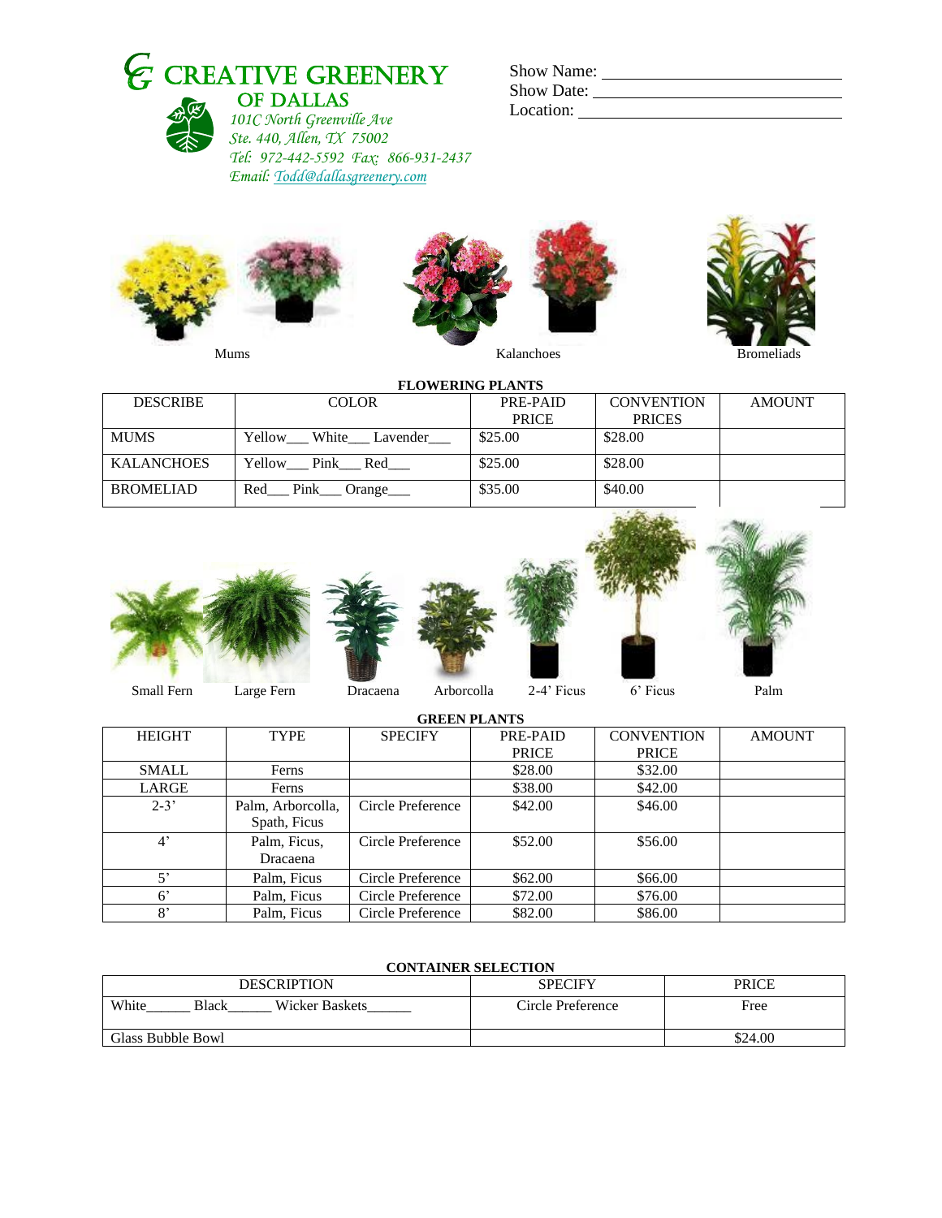# CREATIVE GREENERY OF DALLAS

*101C North Greenville Ave*
*Ste. 440, Allen, TX 75002*
*Tel: 972-442-5592 Fax: 866-931-2437*
*Email: Todd@dallasgreenery.com*

Show Name: ___________________________
Show Date: ___________________________
Location: ____________________________

Mums Kalanchoes Bromeliads

**FLOWERING PLANTS**

| DESCRIBE | COLOR | PRE-PAID PRICE | CONVENTION PRICES | AMOUNT |
|---|---|---|---|---|
| MUMS | Yellow___ White___ Lavender___ | $25.00 | $28.00 | |
| KALANCHOES | Yellow___ Pink___ Red___ | $25.00 | $28.00 | |
| BROMELIAD | Red___ Pink___ Orange___ | $35.00 | $40.00 | |

Small Fern Large Fern Dracaena Arborcolla 2-4' Ficus 6' Ficus Palm

**GREEN PLANTS**

| HEIGHT | TYPE | SPECIFY | PRE-PAID PRICE | CONVENTION PRICE | AMOUNT |
|---|---|---|---|---|---|
| SMALL | Ferns | | $28.00 | $32.00 | |
| LARGE | Ferns | | $38.00 | $42.00 | |
| 2-3' | Palm, Arborcolla, Spath, Ficus | Circle Preference | $42.00 | $46.00 | |
| 4' | Palm, Ficus, Dracaena | Circle Preference | $52.00 | $56.00 | |
| 5' | Palm, Ficus | Circle Preference | $62.00 | $66.00 | |
| 6' | Palm, Ficus | Circle Preference | $72.00 | $76.00 | |
| 8' | Palm, Ficus | Circle Preference | $82.00 | $86.00 | |

**CONTAINER SELECTION**

| DESCRIPTION | SPECIFY | PRICE |
|---|---|---|
| White______ Black______ Wicker Baskets______ | Circle Preference | Free |
| Glass Bubble Bowl | | $24.00 |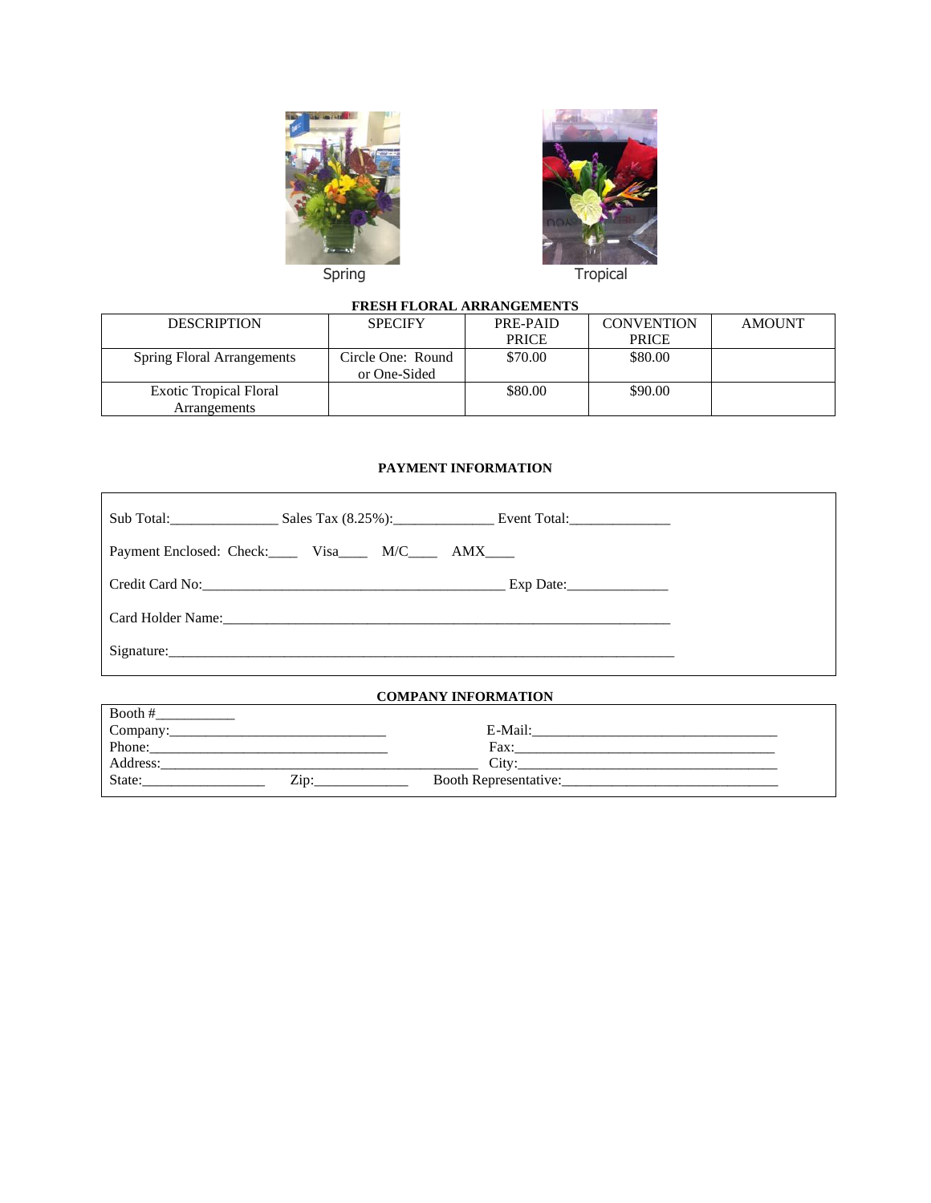Spring    Tropical

**FRESH FLORAL ARRANGEMENTS**

| DESCRIPTION | SPECIFY | PRE-PAID PRICE | CONVENTION PRICE | AMOUNT |
|---|---|---|---|---|
| Spring Floral Arrangements | Circle One: Round or One-Sided | $70.00 | $80.00 | |
| Exotic Tropical Floral Arrangements | | $80.00 | $90.00 | |

**PAYMENT INFORMATION**

Sub Total:_______________ Sales Tax (8.25%):______________ Event Total:______________

Payment Enclosed: Check:____ Visa____ M/C____ AMX____

Credit Card No:___________________________________________ Exp Date:______________

Card Holder Name:_________________________________________________________________

Signature:_________________________________________________________________________

**COMPANY INFORMATION**

Booth #___________

Company:______________________________ E-Mail:__________________________________

Phone:_________________________________ Fax:_____________________________________

Address:_______________________________________________ City:___________________________________

State:_________________ Zip:_____________ Booth Representative:______________________________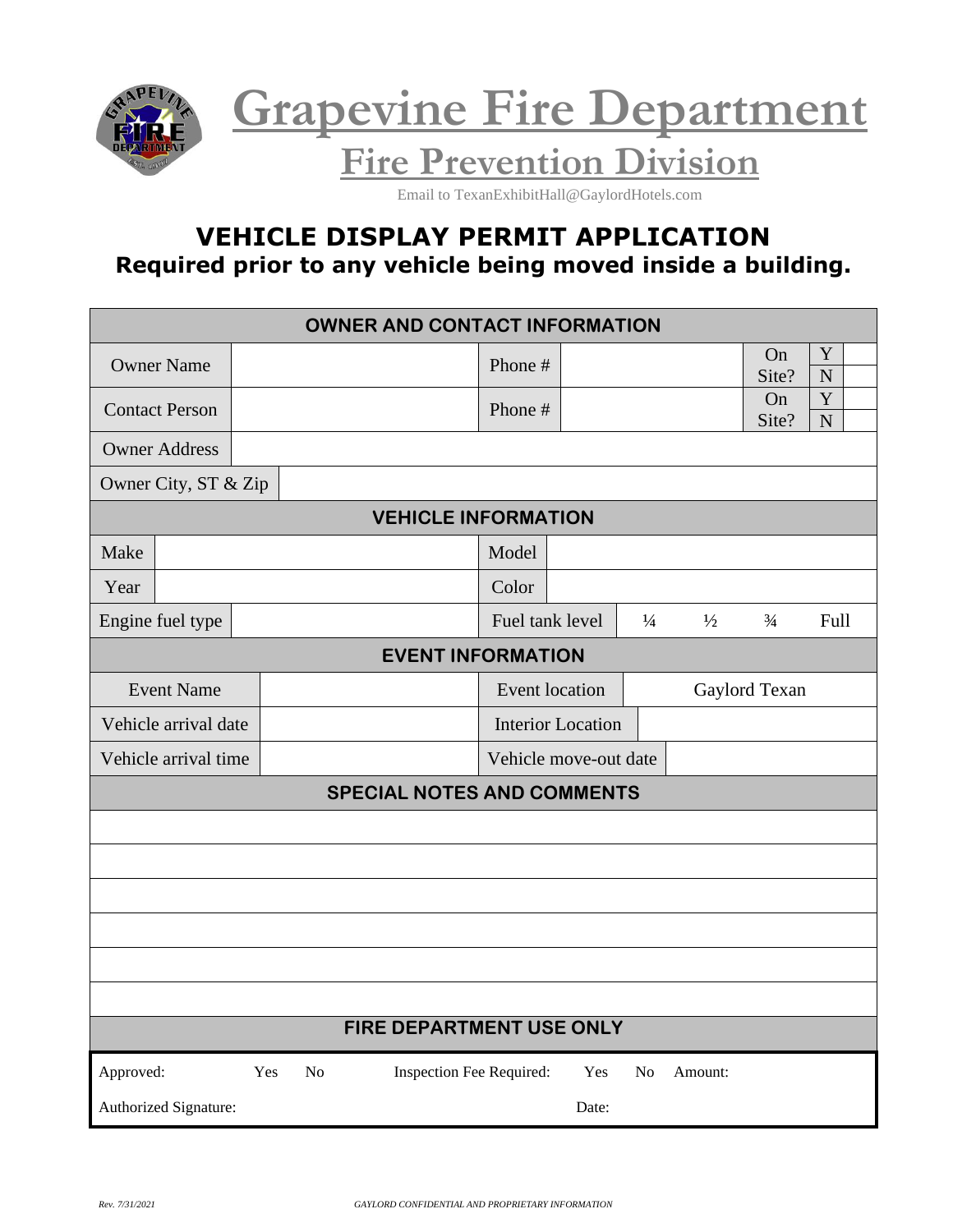# Grapevine Fire Department

## Fire Prevention Division

Email to TexanExhibitHall@GaylordHotels.com

## VEHICLE DISPLAY PERMIT APPLICATION

**Required prior to any vehicle being moved inside a building.**

| OWNER AND CONTACT INFORMATION | | | | | |
|---|---|---|---|---|---|
| Owner Name | | Phone # | | On Site? | Y / N |
| Contact Person | | Phone # | | On Site? | Y / N |
| Owner Address | | | | | |
| Owner City, ST & Zip | | | | | |

| VEHICLE INFORMATION | | | |
|---|---|---|---|
| Make | | Model | |
| Year | | Color | |
| Engine fuel type | | Fuel tank level | ¼ ½ ¾ Full |

| EVENT INFORMATION | | | |
|---|---|---|---|
| Event Name | | Event location | Gaylord Texan |
| Vehicle arrival date | | Interior Location | |
| Vehicle arrival time | | Vehicle move-out date | |

| SPECIAL NOTES AND COMMENTS |
|---|
| |
| |
| |
| |
| |
| |

| FIRE DEPARTMENT USE ONLY | | | | | |
|---|---|---|---|---|---|
| Approved: | Yes No | Inspection Fee Required: | Yes No | Amount: | |
| Authorized Signature: | | | Date: | | |

*Rev. 7/31/2021* *GAYLORD CONFIDENTIAL AND PROPRIETARY INFORMATION*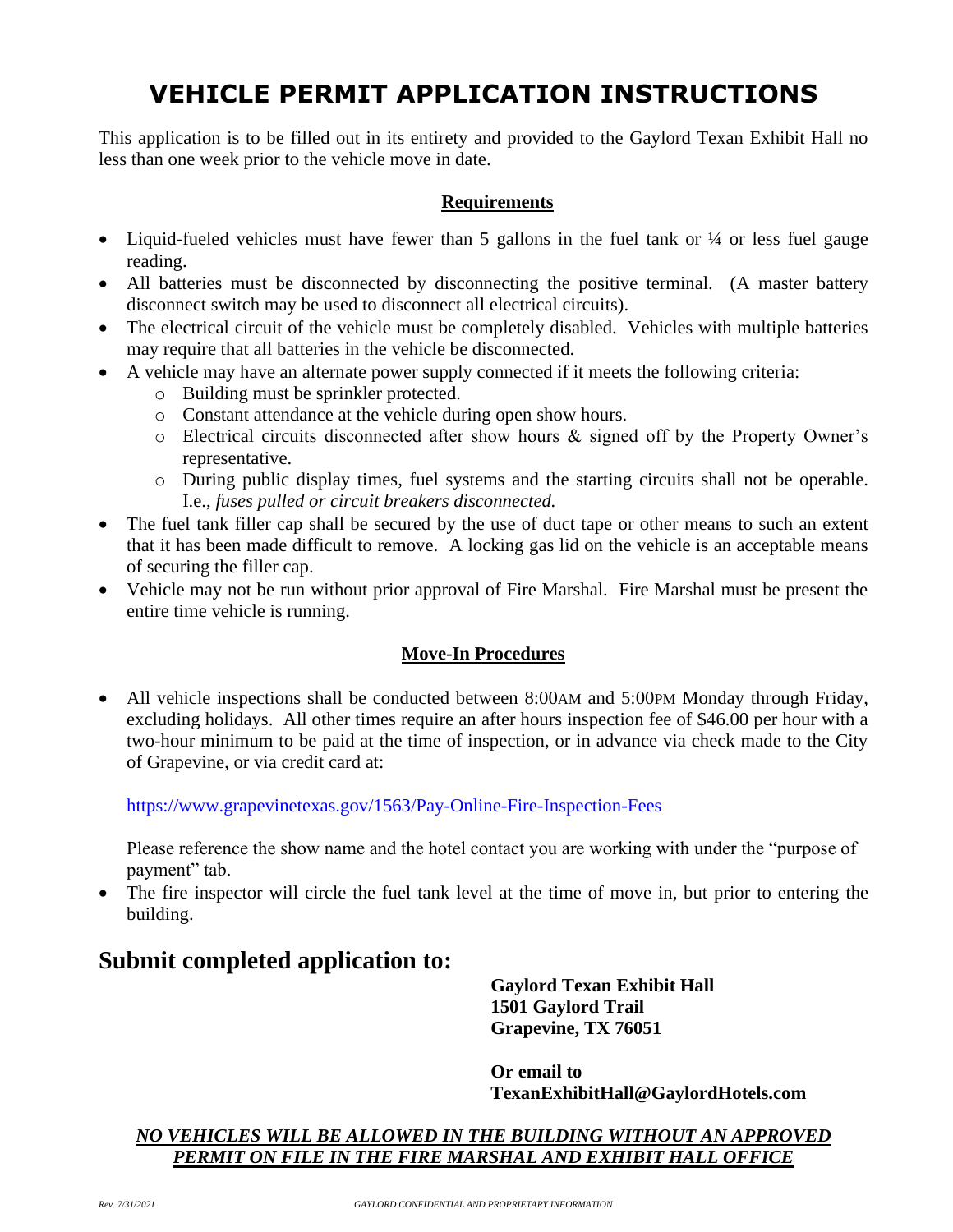# VEHICLE PERMIT APPLICATION INSTRUCTIONS

This application is to be filled out in its entirety and provided to the Gaylord Texan Exhibit Hall no less than one week prior to the vehicle move in date.

## Requirements

- Liquid-fueled vehicles must have fewer than 5 gallons in the fuel tank or ¼ or less fuel gauge reading.
- All batteries must be disconnected by disconnecting the positive terminal. (A master battery disconnect switch may be used to disconnect all electrical circuits).
- The electrical circuit of the vehicle must be completely disabled. Vehicles with multiple batteries may require that all batteries in the vehicle be disconnected.
- A vehicle may have an alternate power supply connected if it meets the following criteria:
  - Building must be sprinkler protected.
  - Constant attendance at the vehicle during open show hours.
  - Electrical circuits disconnected after show hours & signed off by the Property Owner's representative.
  - During public display times, fuel systems and the starting circuits shall not be operable. I.e., *fuses pulled or circuit breakers disconnected.*
- The fuel tank filler cap shall be secured by the use of duct tape or other means to such an extent that it has been made difficult to remove. A locking gas lid on the vehicle is an acceptable means of securing the filler cap.
- Vehicle may not be run without prior approval of Fire Marshal. Fire Marshal must be present the entire time vehicle is running.

## Move-In Procedures

- All vehicle inspections shall be conducted between 8:00AM and 5:00PM Monday through Friday, excluding holidays. All other times require an after hours inspection fee of $46.00 per hour with a two-hour minimum to be paid at the time of inspection, or in advance via check made to the City of Grapevine, or via credit card at:

  https://www.grapevinetexas.gov/1563/Pay-Online-Fire-Inspection-Fees

  Please reference the show name and the hotel contact you are working with under the "purpose of payment" tab.
- The fire inspector will circle the fuel tank level at the time of move in, but prior to entering the building.

## Submit completed application to:

**Gaylord Texan Exhibit Hall**
**1501 Gaylord Trail**
**Grapevine, TX 76051**

**Or email to**
**TexanExhibitHall@GaylordHotels.com**

***NO VEHICLES WILL BE ALLOWED IN THE BUILDING WITHOUT AN APPROVED PERMIT ON FILE IN THE FIRE MARSHAL AND EXHIBIT HALL OFFICE***

*Rev. 7/31/2021* *GAYLORD CONFIDENTIAL AND PROPRIETARY INFORMATION*